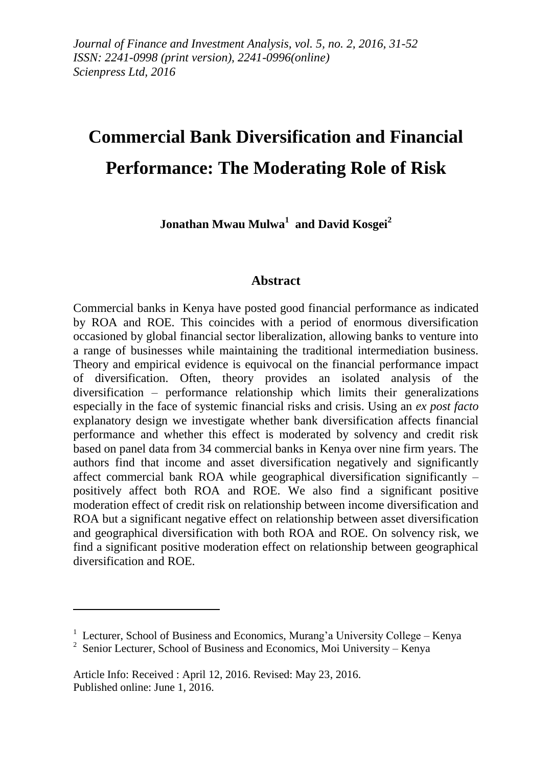*Journal of Finance and Investment Analysis, vol. 5, no. 2, 2016, 31-52*
*ISSN: 2241-0998 (print version), 2241-0996(online)*
*Scienpress Ltd, 2016*

# Commercial Bank Diversification and Financial Performance: The Moderating Role of Risk

**Jonathan Mwau Mulwa[1] and David Kosgei[2]**

## Abstract

Commercial banks in Kenya have posted good financial performance as indicated by ROA and ROE. This coincides with a period of enormous diversification occasioned by global financial sector liberalization, allowing banks to venture into a range of businesses while maintaining the traditional intermediation business. Theory and empirical evidence is equivocal on the financial performance impact of diversification. Often, theory provides an isolated analysis of the diversification – performance relationship which limits their generalizations especially in the face of systemic financial risks and crisis. Using an *ex post facto* explanatory design we investigate whether bank diversification affects financial performance and whether this effect is moderated by solvency and credit risk based on panel data from 34 commercial banks in Kenya over nine firm years. The authors find that income and asset diversification negatively and significantly affect commercial bank ROA while geographical diversification significantly – positively affect both ROA and ROE. We also find a significant positive moderation effect of credit risk on relationship between income diversification and ROA but a significant negative effect on relationship between asset diversification and geographical diversification with both ROA and ROE. On solvency risk, we find a significant positive moderation effect on relationship between geographical diversification and ROE.

---

[1] Lecturer, School of Business and Economics, Murang'a University College – Kenya
[2] Senior Lecturer, School of Business and Economics, Moi University – Kenya

Article Info: Received : April 12, 2016. Revised: May 23, 2016.
Published online: June 1, 2016.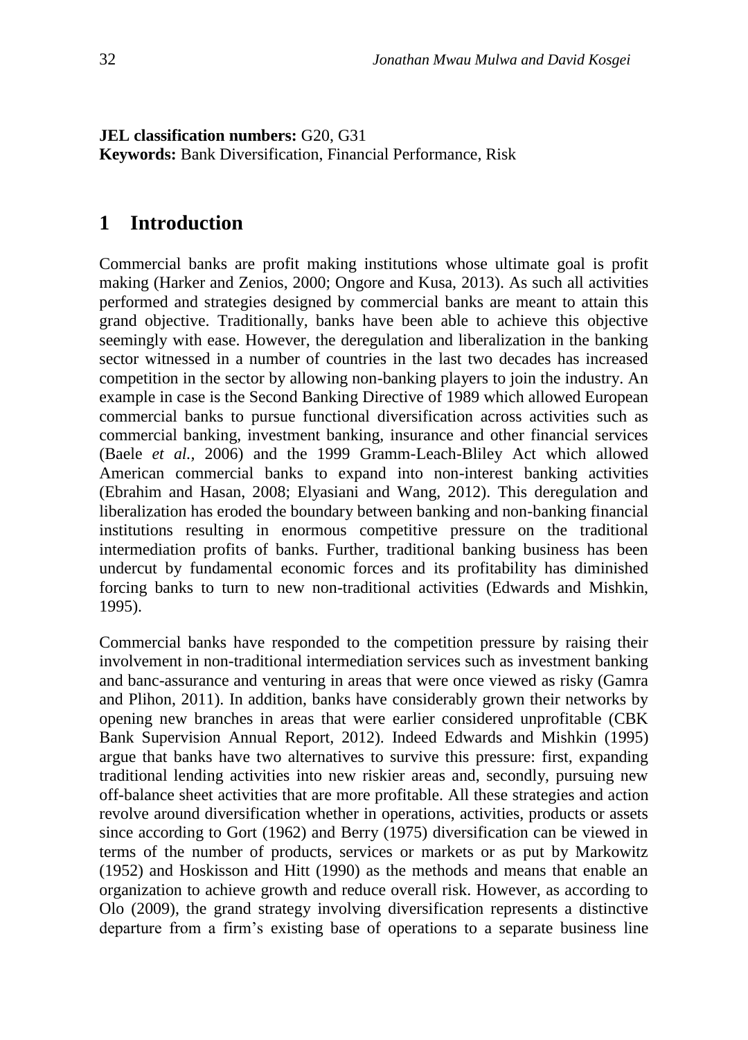**JEL classification numbers:** G20, G31
**Keywords:** Bank Diversification, Financial Performance, Risk

## 1 Introduction

Commercial banks are profit making institutions whose ultimate goal is profit making (Harker and Zenios, 2000; Ongore and Kusa, 2013). As such all activities performed and strategies designed by commercial banks are meant to attain this grand objective. Traditionally, banks have been able to achieve this objective seemingly with ease. However, the deregulation and liberalization in the banking sector witnessed in a number of countries in the last two decades has increased competition in the sector by allowing non-banking players to join the industry. An example in case is the Second Banking Directive of 1989 which allowed European commercial banks to pursue functional diversification across activities such as commercial banking, investment banking, insurance and other financial services (Baele *et al.*, 2006) and the 1999 Gramm-Leach-Bliley Act which allowed American commercial banks to expand into non-interest banking activities (Ebrahim and Hasan, 2008; Elyasiani and Wang, 2012). This deregulation and liberalization has eroded the boundary between banking and non-banking financial institutions resulting in enormous competitive pressure on the traditional intermediation profits of banks. Further, traditional banking business has been undercut by fundamental economic forces and its profitability has diminished forcing banks to turn to new non-traditional activities (Edwards and Mishkin, 1995).

Commercial banks have responded to the competition pressure by raising their involvement in non-traditional intermediation services such as investment banking and banc-assurance and venturing in areas that were once viewed as risky (Gamra and Plihon, 2011). In addition, banks have considerably grown their networks by opening new branches in areas that were earlier considered unprofitable (CBK Bank Supervision Annual Report, 2012). Indeed Edwards and Mishkin (1995) argue that banks have two alternatives to survive this pressure: first, expanding traditional lending activities into new riskier areas and, secondly, pursuing new off-balance sheet activities that are more profitable. All these strategies and action revolve around diversification whether in operations, activities, products or assets since according to Gort (1962) and Berry (1975) diversification can be viewed in terms of the number of products, services or markets or as put by Markowitz (1952) and Hoskisson and Hitt (1990) as the methods and means that enable an organization to achieve growth and reduce overall risk. However, as according to Olo (2009), the grand strategy involving diversification represents a distinctive departure from a firm's existing base of operations to a separate business line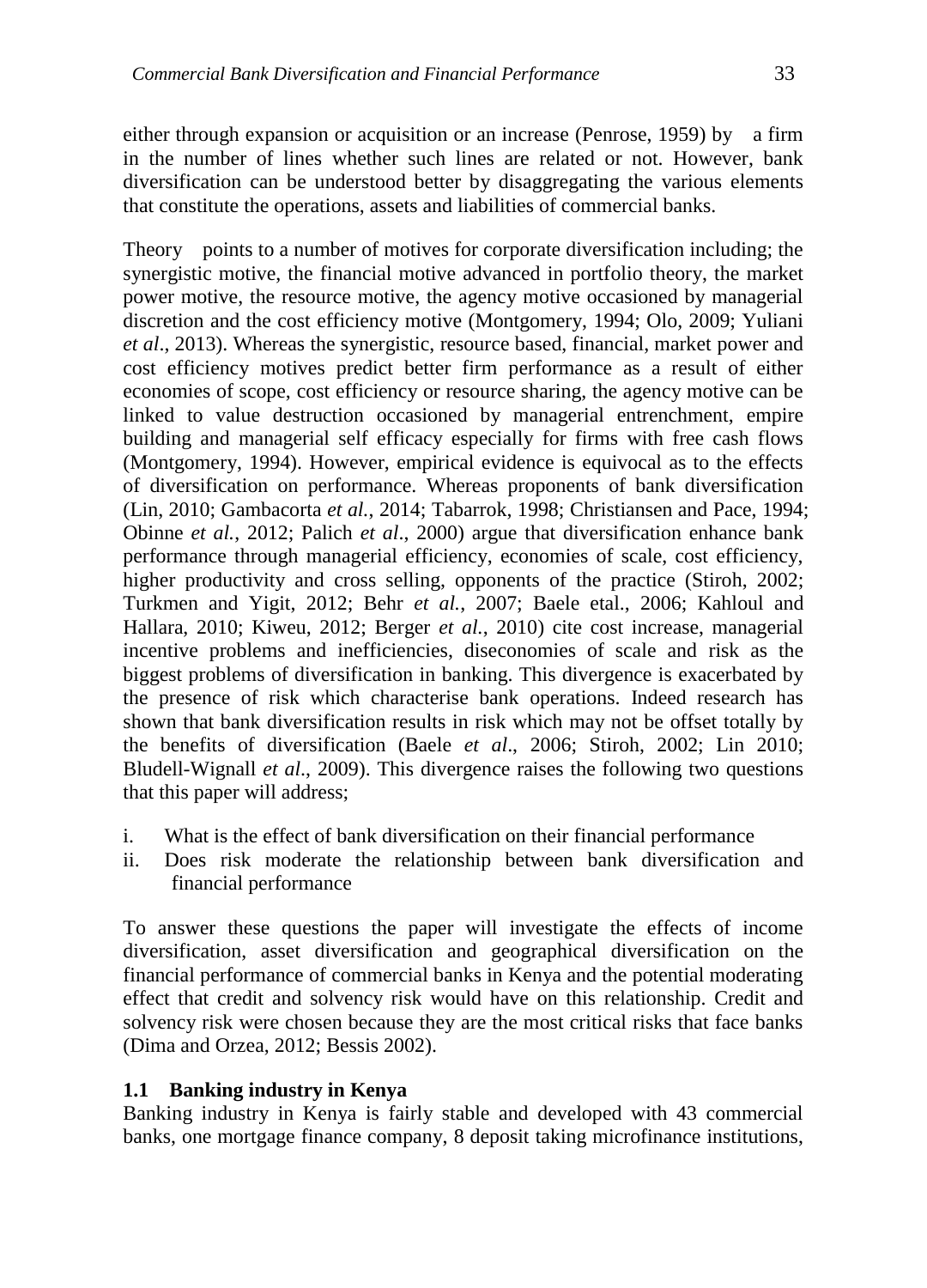either through expansion or acquisition or an increase (Penrose, 1959) by a firm in the number of lines whether such lines are related or not. However, bank diversification can be understood better by disaggregating the various elements that constitute the operations, assets and liabilities of commercial banks.

Theory points to a number of motives for corporate diversification including; the synergistic motive, the financial motive advanced in portfolio theory, the market power motive, the resource motive, the agency motive occasioned by managerial discretion and the cost efficiency motive (Montgomery, 1994; Olo, 2009; Yuliani *et al*., 2013). Whereas the synergistic, resource based, financial, market power and cost efficiency motives predict better firm performance as a result of either economies of scope, cost efficiency or resource sharing, the agency motive can be linked to value destruction occasioned by managerial entrenchment, empire building and managerial self efficacy especially for firms with free cash flows (Montgomery, 1994). However, empirical evidence is equivocal as to the effects of diversification on performance. Whereas proponents of bank diversification (Lin, 2010; Gambacorta *et al.*, 2014; Tabarrok, 1998; Christiansen and Pace, 1994; Obinne *et al.*, 2012; Palich *et al*., 2000) argue that diversification enhance bank performance through managerial efficiency, economies of scale, cost efficiency, higher productivity and cross selling, opponents of the practice (Stiroh, 2002; Turkmen and Yigit, 2012; Behr *et al.*, 2007; Baele etal., 2006; Kahloul and Hallara, 2010; Kiweu, 2012; Berger *et al.*, 2010) cite cost increase, managerial incentive problems and inefficiencies, diseconomies of scale and risk as the biggest problems of diversification in banking. This divergence is exacerbated by the presence of risk which characterise bank operations. Indeed research has shown that bank diversification results in risk which may not be offset totally by the benefits of diversification (Baele *et al*., 2006; Stiroh, 2002; Lin 2010; Bludell-Wignall *et al*., 2009). This divergence raises the following two questions that this paper will address;

i. What is the effect of bank diversification on their financial performance
ii. Does risk moderate the relationship between bank diversification and financial performance

To answer these questions the paper will investigate the effects of income diversification, asset diversification and geographical diversification on the financial performance of commercial banks in Kenya and the potential moderating effect that credit and solvency risk would have on this relationship. Credit and solvency risk were chosen because they are the most critical risks that face banks (Dima and Orzea, 2012; Bessis 2002).

### 1.1 Banking industry in Kenya

Banking industry in Kenya is fairly stable and developed with 43 commercial banks, one mortgage finance company, 8 deposit taking microfinance institutions,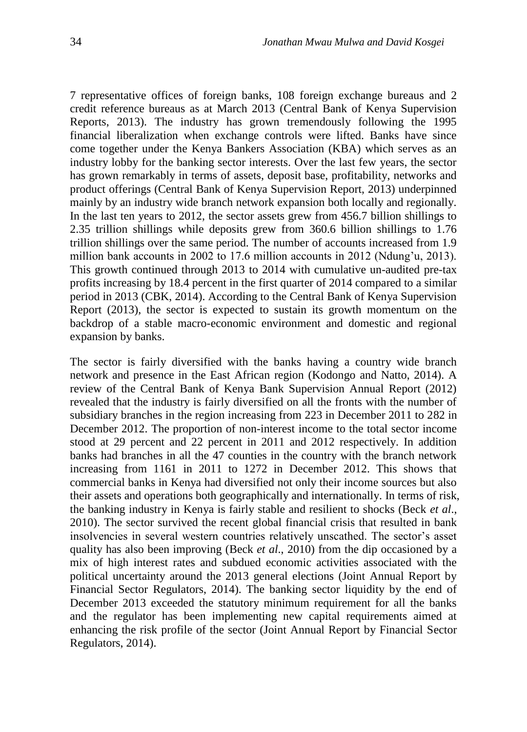7 representative offices of foreign banks, 108 foreign exchange bureaus and 2 credit reference bureaus as at March 2013 (Central Bank of Kenya Supervision Reports, 2013). The industry has grown tremendously following the 1995 financial liberalization when exchange controls were lifted. Banks have since come together under the Kenya Bankers Association (KBA) which serves as an industry lobby for the banking sector interests. Over the last few years, the sector has grown remarkably in terms of assets, deposit base, profitability, networks and product offerings (Central Bank of Kenya Supervision Report, 2013) underpinned mainly by an industry wide branch network expansion both locally and regionally. In the last ten years to 2012, the sector assets grew from 456.7 billion shillings to 2.35 trillion shillings while deposits grew from 360.6 billion shillings to 1.76 trillion shillings over the same period. The number of accounts increased from 1.9 million bank accounts in 2002 to 17.6 million accounts in 2012 (Ndung'u, 2013). This growth continued through 2013 to 2014 with cumulative un-audited pre-tax profits increasing by 18.4 percent in the first quarter of 2014 compared to a similar period in 2013 (CBK, 2014). According to the Central Bank of Kenya Supervision Report (2013), the sector is expected to sustain its growth momentum on the backdrop of a stable macro-economic environment and domestic and regional expansion by banks.

The sector is fairly diversified with the banks having a country wide branch network and presence in the East African region (Kodongo and Natto, 2014). A review of the Central Bank of Kenya Bank Supervision Annual Report (2012) revealed that the industry is fairly diversified on all the fronts with the number of subsidiary branches in the region increasing from 223 in December 2011 to 282 in December 2012. The proportion of non-interest income to the total sector income stood at 29 percent and 22 percent in 2011 and 2012 respectively. In addition banks had branches in all the 47 counties in the country with the branch network increasing from 1161 in 2011 to 1272 in December 2012. This shows that commercial banks in Kenya had diversified not only their income sources but also their assets and operations both geographically and internationally. In terms of risk, the banking industry in Kenya is fairly stable and resilient to shocks (Beck *et al*., 2010). The sector survived the recent global financial crisis that resulted in bank insolvencies in several western countries relatively unscathed. The sector's asset quality has also been improving (Beck *et al*., 2010) from the dip occasioned by a mix of high interest rates and subdued economic activities associated with the political uncertainty around the 2013 general elections (Joint Annual Report by Financial Sector Regulators, 2014). The banking sector liquidity by the end of December 2013 exceeded the statutory minimum requirement for all the banks and the regulator has been implementing new capital requirements aimed at enhancing the risk profile of the sector (Joint Annual Report by Financial Sector Regulators, 2014).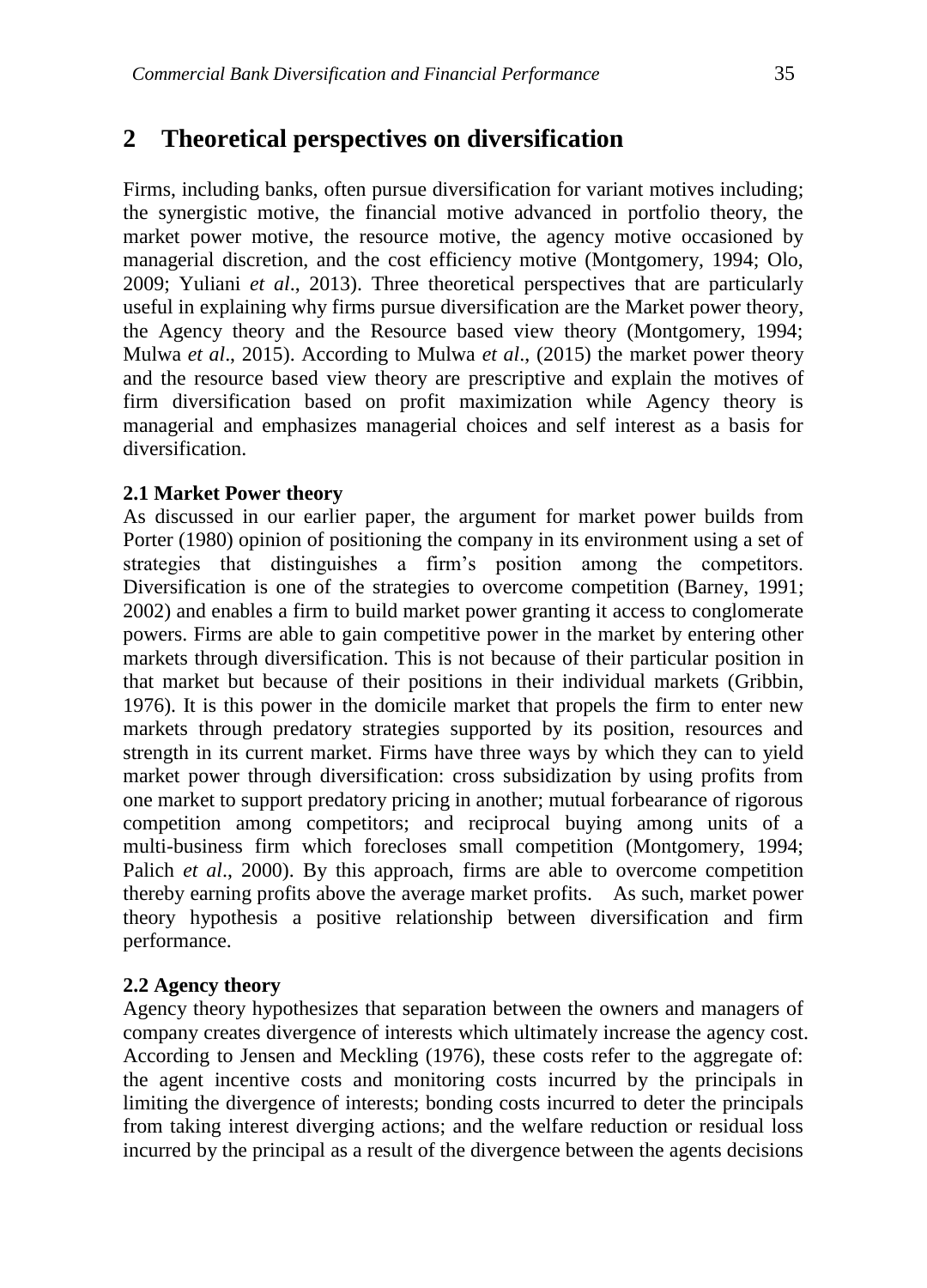## 2 Theoretical perspectives on diversification

Firms, including banks, often pursue diversification for variant motives including; the synergistic motive, the financial motive advanced in portfolio theory, the market power motive, the resource motive, the agency motive occasioned by managerial discretion, and the cost efficiency motive (Montgomery, 1994; Olo, 2009; Yuliani *et al*., 2013). Three theoretical perspectives that are particularly useful in explaining why firms pursue diversification are the Market power theory, the Agency theory and the Resource based view theory (Montgomery, 1994; Mulwa *et al*., 2015). According to Mulwa *et al*., (2015) the market power theory and the resource based view theory are prescriptive and explain the motives of firm diversification based on profit maximization while Agency theory is managerial and emphasizes managerial choices and self interest as a basis for diversification.

### 2.1 Market Power theory

As discussed in our earlier paper, the argument for market power builds from Porter (1980) opinion of positioning the company in its environment using a set of strategies that distinguishes a firm's position among the competitors. Diversification is one of the strategies to overcome competition (Barney, 1991; 2002) and enables a firm to build market power granting it access to conglomerate powers. Firms are able to gain competitive power in the market by entering other markets through diversification. This is not because of their particular position in that market but because of their positions in their individual markets (Gribbin, 1976). It is this power in the domicile market that propels the firm to enter new markets through predatory strategies supported by its position, resources and strength in its current market. Firms have three ways by which they can to yield market power through diversification: cross subsidization by using profits from one market to support predatory pricing in another; mutual forbearance of rigorous competition among competitors; and reciprocal buying among units of a multi-business firm which forecloses small competition (Montgomery, 1994; Palich *et al*., 2000). By this approach, firms are able to overcome competition thereby earning profits above the average market profits. As such, market power theory hypothesis a positive relationship between diversification and firm performance.

### 2.2 Agency theory

Agency theory hypothesizes that separation between the owners and managers of company creates divergence of interests which ultimately increase the agency cost. According to Jensen and Meckling (1976), these costs refer to the aggregate of: the agent incentive costs and monitoring costs incurred by the principals in limiting the divergence of interests; bonding costs incurred to deter the principals from taking interest diverging actions; and the welfare reduction or residual loss incurred by the principal as a result of the divergence between the agents decisions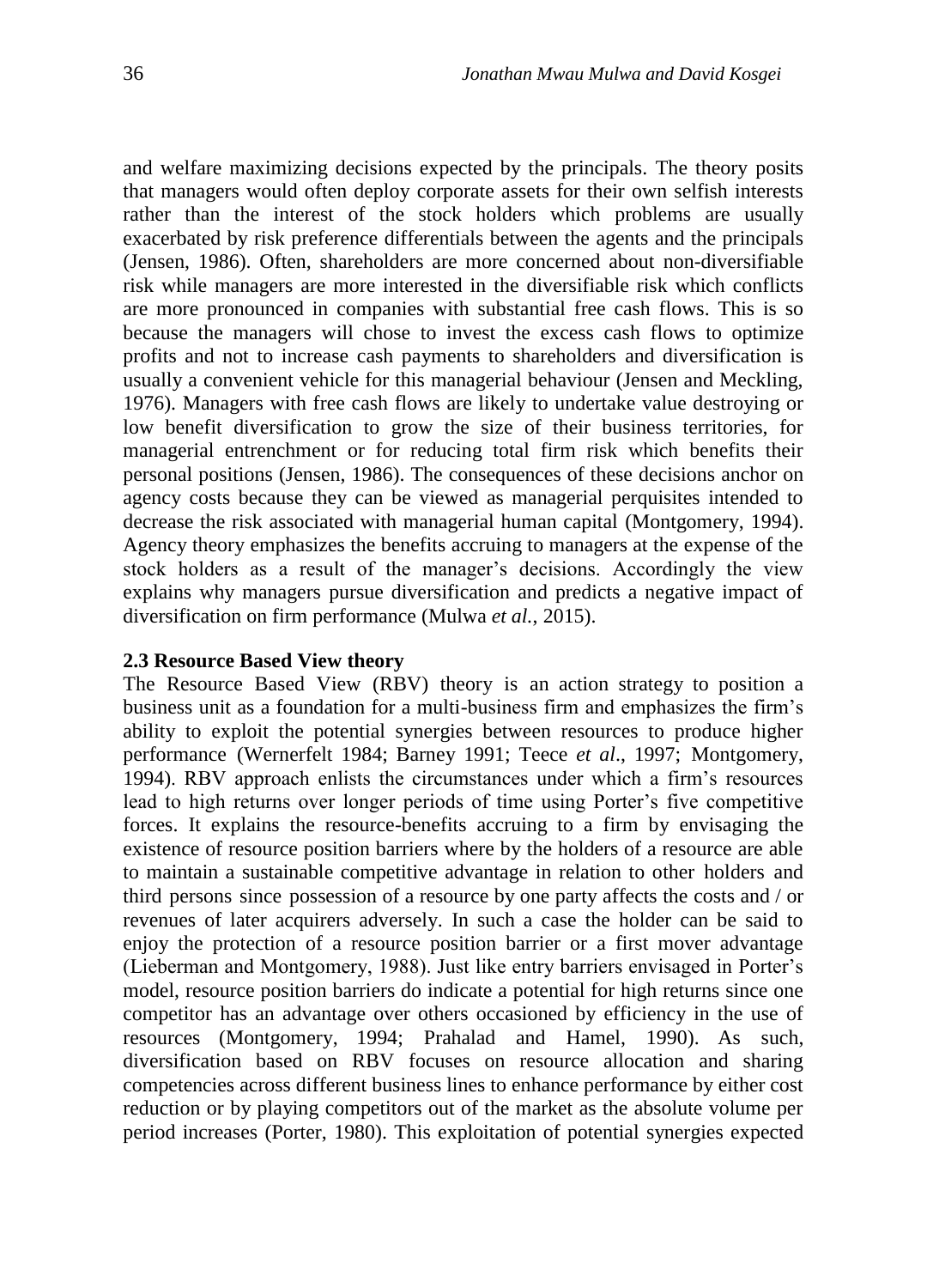and welfare maximizing decisions expected by the principals. The theory posits that managers would often deploy corporate assets for their own selfish interests rather than the interest of the stock holders which problems are usually exacerbated by risk preference differentials between the agents and the principals (Jensen, 1986). Often, shareholders are more concerned about non-diversifiable risk while managers are more interested in the diversifiable risk which conflicts are more pronounced in companies with substantial free cash flows. This is so because the managers will chose to invest the excess cash flows to optimize profits and not to increase cash payments to shareholders and diversification is usually a convenient vehicle for this managerial behaviour (Jensen and Meckling, 1976). Managers with free cash flows are likely to undertake value destroying or low benefit diversification to grow the size of their business territories, for managerial entrenchment or for reducing total firm risk which benefits their personal positions (Jensen, 1986). The consequences of these decisions anchor on agency costs because they can be viewed as managerial perquisites intended to decrease the risk associated with managerial human capital (Montgomery, 1994). Agency theory emphasizes the benefits accruing to managers at the expense of the stock holders as a result of the manager's decisions. Accordingly the view explains why managers pursue diversification and predicts a negative impact of diversification on firm performance (Mulwa *et al.*, 2015).

## 2.3 Resource Based View theory

The Resource Based View (RBV) theory is an action strategy to position a business unit as a foundation for a multi-business firm and emphasizes the firm's ability to exploit the potential synergies between resources to produce higher performance (Wernerfelt 1984; Barney 1991; Teece *et al*., 1997; Montgomery, 1994). RBV approach enlists the circumstances under which a firm's resources lead to high returns over longer periods of time using Porter's five competitive forces. It explains the resource-benefits accruing to a firm by envisaging the existence of resource position barriers where by the holders of a resource are able to maintain a sustainable competitive advantage in relation to other holders and third persons since possession of a resource by one party affects the costs and / or revenues of later acquirers adversely. In such a case the holder can be said to enjoy the protection of a resource position barrier or a first mover advantage (Lieberman and Montgomery, 1988). Just like entry barriers envisaged in Porter's model, resource position barriers do indicate a potential for high returns since one competitor has an advantage over others occasioned by efficiency in the use of resources (Montgomery, 1994; Prahalad and Hamel, 1990). As such, diversification based on RBV focuses on resource allocation and sharing competencies across different business lines to enhance performance by either cost reduction or by playing competitors out of the market as the absolute volume per period increases (Porter, 1980). This exploitation of potential synergies expected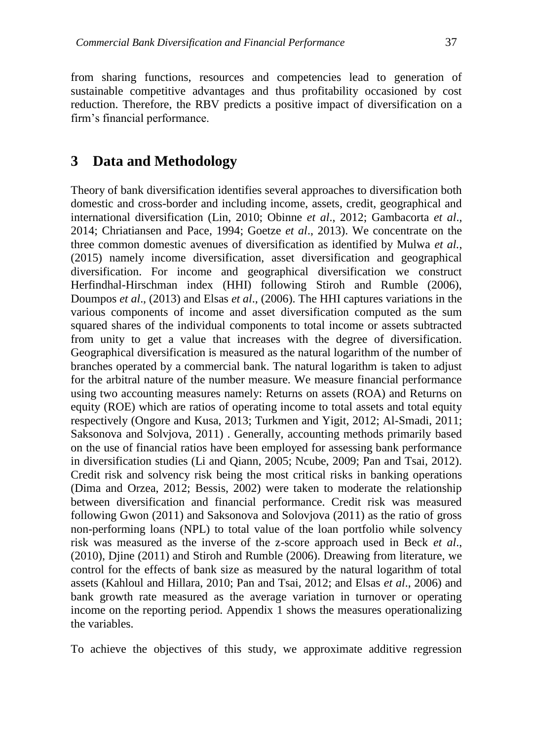from sharing functions, resources and competencies lead to generation of sustainable competitive advantages and thus profitability occasioned by cost reduction. Therefore, the RBV predicts a positive impact of diversification on a firm's financial performance.

## 3 Data and Methodology

Theory of bank diversification identifies several approaches to diversification both domestic and cross-border and including income, assets, credit, geographical and international diversification (Lin, 2010; Obinne *et al*., 2012; Gambacorta *et al*., 2014; Chriatiansen and Pace, 1994; Goetze *et al*., 2013). We concentrate on the three common domestic avenues of diversification as identified by Mulwa *et al.*, (2015) namely income diversification, asset diversification and geographical diversification. For income and geographical diversification we construct Herfindhal-Hirschman index (HHI) following Stiroh and Rumble (2006), Doumpos *et al*., (2013) and Elsas *et al*., (2006). The HHI captures variations in the various components of income and asset diversification computed as the sum squared shares of the individual components to total income or assets subtracted from unity to get a value that increases with the degree of diversification. Geographical diversification is measured as the natural logarithm of the number of branches operated by a commercial bank. The natural logarithm is taken to adjust for the arbitral nature of the number measure. We measure financial performance using two accounting measures namely: Returns on assets (ROA) and Returns on equity (ROE) which are ratios of operating income to total assets and total equity respectively (Ongore and Kusa, 2013; Turkmen and Yigit, 2012; Al-Smadi, 2011; Saksonova and Solvjova, 2011) . Generally, accounting methods primarily based on the use of financial ratios have been employed for assessing bank performance in diversification studies (Li and Qiann, 2005; Ncube, 2009; Pan and Tsai, 2012). Credit risk and solvency risk being the most critical risks in banking operations (Dima and Orzea, 2012; Bessis, 2002) were taken to moderate the relationship between diversification and financial performance. Credit risk was measured following Gwon (2011) and Saksonova and Solovjova (2011) as the ratio of gross non-performing loans (NPL) to total value of the loan portfolio while solvency risk was measured as the inverse of the z-score approach used in Beck *et al*., (2010), Djine (2011) and Stiroh and Rumble (2006). Dreawing from literature, we control for the effects of bank size as measured by the natural logarithm of total assets (Kahloul and Hillara, 2010; Pan and Tsai, 2012; and Elsas *et al*., 2006) and bank growth rate measured as the average variation in turnover or operating income on the reporting period. Appendix 1 shows the measures operationalizing the variables.

To achieve the objectives of this study, we approximate additive regression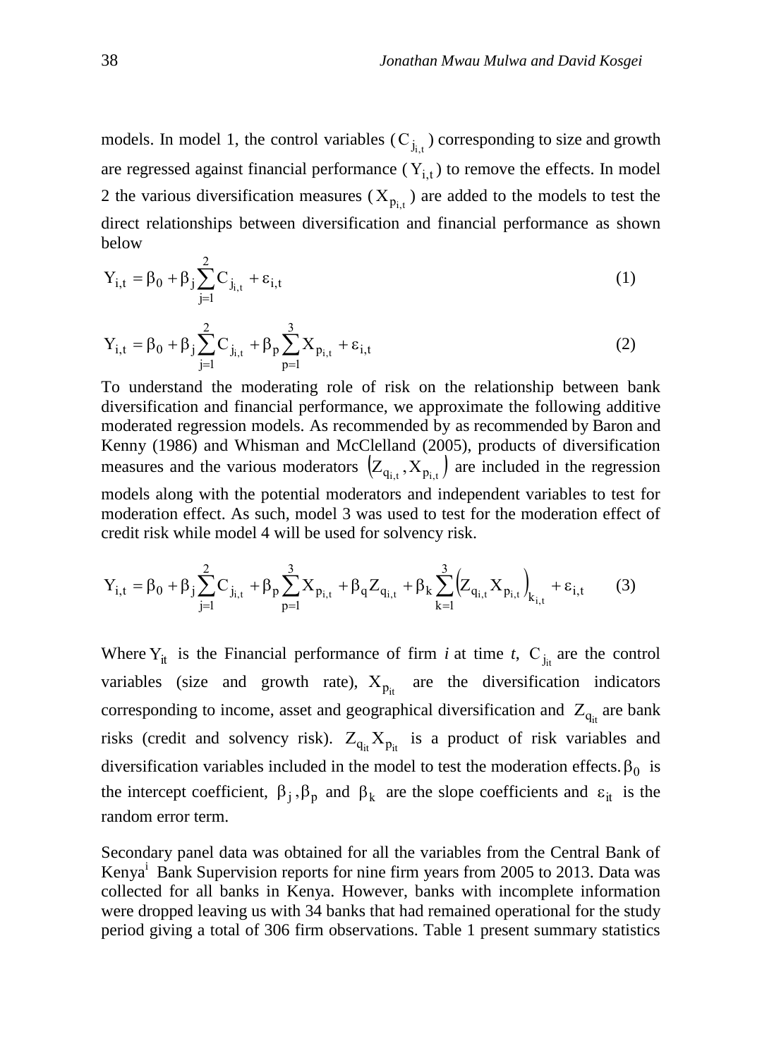models. In model 1, the control variables ($C_{j_{i,t}}$) corresponding to size and growth are regressed against financial performance ($Y_{i,t}$) to remove the effects. In model 2 the various diversification measures ($X_{p_{i,t}}$) are added to the models to test the direct relationships between diversification and financial performance as shown below

$$Y_{i,t} = \beta_0 + \beta_j \sum_{j=1}^{2} C_{j_{i,t}} + \varepsilon_{i,t} \tag{1}$$

$$Y_{i,t} = \beta_0 + \beta_j \sum_{j=1}^{2} C_{j_{i,t}} + \beta_p \sum_{p=1}^{3} X_{p_{i,t}} + \varepsilon_{i,t} \tag{2}$$

To understand the moderating role of risk on the relationship between bank diversification and financial performance, we approximate the following additive moderated regression models. As recommended by as recommended by Baron and Kenny (1986) and Whisman and McClelland (2005), products of diversification measures and the various moderators $\left(Z_{q_{i,t}}, X_{p_{i,t}}\right)$ are included in the regression models along with the potential moderators and independent variables to test for moderation effect. As such, model 3 was used to test for the moderation effect of credit risk while model 4 will be used for solvency risk.

$$Y_{i,t} = \beta_0 + \beta_j \sum_{j=1}^{2} C_{j_{i,t}} + \beta_p \sum_{p=1}^{3} X_{p_{i,t}} + \beta_q Z_{q_{i,t}} + \beta_k \sum_{k=1}^{3} \left(Z_{q_{i,t}} X_{p_{i,t}}\right)_{k_{i,t}} + \varepsilon_{i,t} \tag{3}$$

Where $Y_{it}$ is the Financial performance of firm *i* at time *t*, $C_{j_{it}}$ are the control variables (size and growth rate), $X_{p_{it}}$ are the diversification indicators corresponding to income, asset and geographical diversification and $Z_{q_{it}}$ are bank risks (credit and solvency risk). $Z_{q_{it}} X_{p_{it}}$ is a product of risk variables and diversification variables included in the model to test the moderation effects. $\beta_0$ is the intercept coefficient, $\beta_j, \beta_p$ and $\beta_k$ are the slope coefficients and $\varepsilon_{it}$ is the random error term.

Secondary panel data was obtained for all the variables from the Central Bank of Kenya[i] Bank Supervision reports for nine firm years from 2005 to 2013. Data was collected for all banks in Kenya. However, banks with incomplete information were dropped leaving us with 34 banks that had remained operational for the study period giving a total of 306 firm observations. Table 1 present summary statistics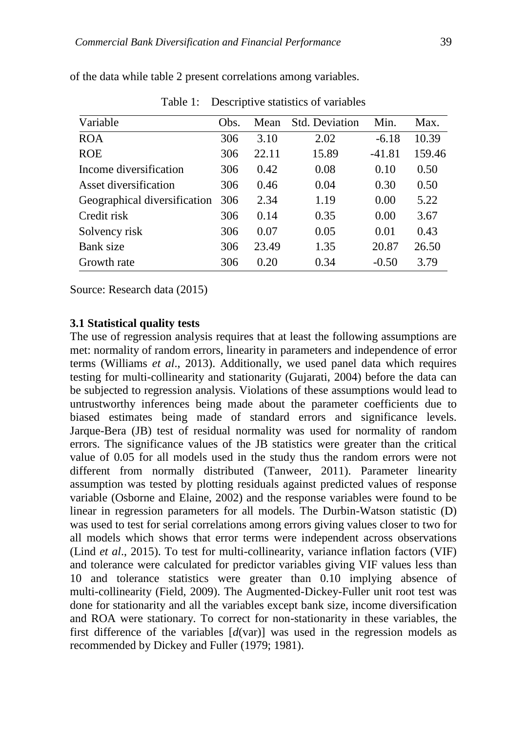of the data while table 2 present correlations among variables.

Table 1: Descriptive statistics of variables

| Variable | Obs. | Mean | Std. Deviation | Min. | Max. |
|---|---|---|---|---|---|
| ROA | 306 | 3.10 | 2.02 | -6.18 | 10.39 |
| ROE | 306 | 22.11 | 15.89 | -41.81 | 159.46 |
| Income diversification | 306 | 0.42 | 0.08 | 0.10 | 0.50 |
| Asset diversification | 306 | 0.46 | 0.04 | 0.30 | 0.50 |
| Geographical diversification | 306 | 2.34 | 1.19 | 0.00 | 5.22 |
| Credit risk | 306 | 0.14 | 0.35 | 0.00 | 3.67 |
| Solvency risk | 306 | 0.07 | 0.05 | 0.01 | 0.43 |
| Bank size | 306 | 23.49 | 1.35 | 20.87 | 26.50 |
| Growth rate | 306 | 0.20 | 0.34 | -0.50 | 3.79 |

Source: Research data (2015)

### 3.1 Statistical quality tests

The use of regression analysis requires that at least the following assumptions are met: normality of random errors, linearity in parameters and independence of error terms (Williams *et al*., 2013). Additionally, we used panel data which requires testing for multi-collinearity and stationarity (Gujarati, 2004) before the data can be subjected to regression analysis. Violations of these assumptions would lead to untrustworthy inferences being made about the parameter coefficients due to biased estimates being made of standard errors and significance levels. Jarque-Bera (JB) test of residual normality was used for normality of random errors. The significance values of the JB statistics were greater than the critical value of 0.05 for all models used in the study thus the random errors were not different from normally distributed (Tanweer, 2011). Parameter linearity assumption was tested by plotting residuals against predicted values of response variable (Osborne and Elaine, 2002) and the response variables were found to be linear in regression parameters for all models. The Durbin-Watson statistic (D) was used to test for serial correlations among errors giving values closer to two for all models which shows that error terms were independent across observations (Lind *et al*., 2015). To test for multi-collinearity, variance inflation factors (VIF) and tolerance were calculated for predictor variables giving VIF values less than 10 and tolerance statistics were greater than 0.10 implying absence of multi-collinearity (Field, 2009). The Augmented-Dickey-Fuller unit root test was done for stationarity and all the variables except bank size, income diversification and ROA were stationary. To correct for non-stationarity in these variables, the first difference of the variables [*d*(var)] was used in the regression models as recommended by Dickey and Fuller (1979; 1981).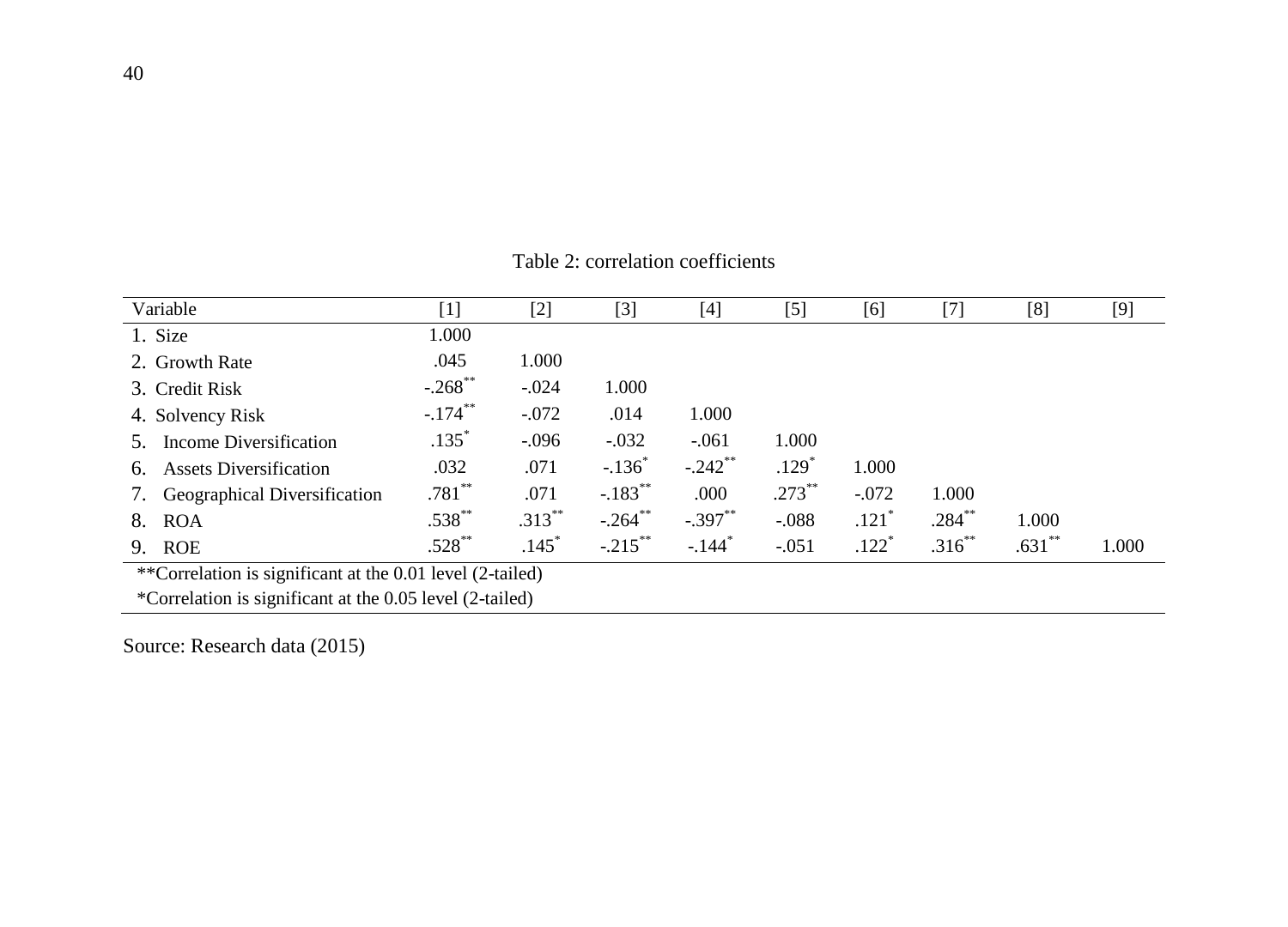Table 2: correlation coefficients

| Variable | [1] | [2] | [3] | [4] | [5] | [6] | [7] | [8] | [9] |
|---|---|---|---|---|---|---|---|---|---|
| 1. Size | 1.000 | | | | | | | | |
| 2. Growth Rate | .045 | 1.000 | | | | | | | |
| 3. Credit Risk | -.268** | -.024 | 1.000 | | | | | | |
| 4. Solvency Risk | -.174** | -.072 | .014 | 1.000 | | | | | |
| 5. Income Diversification | .135* | -.096 | -.032 | -.061 | 1.000 | | | | |
| 6. Assets Diversification | .032 | .071 | -.136* | -.242** | .129* | 1.000 | | | |
| 7. Geographical Diversification | .781** | .071 | -.183** | .000 | .273** | -.072 | 1.000 | | |
| 8. ROA | .538** | .313** | -.264** | -.397** | -.088 | .121* | .284** | 1.000 | |
| 9. ROE | .528** | .145* | -.215** | -.144* | -.051 | .122* | .316** | .631** | 1.000 |

**Correlation is significant at the 0.01 level (2-tailed)

*Correlation is significant at the 0.05 level (2-tailed)

Source: Research data (2015)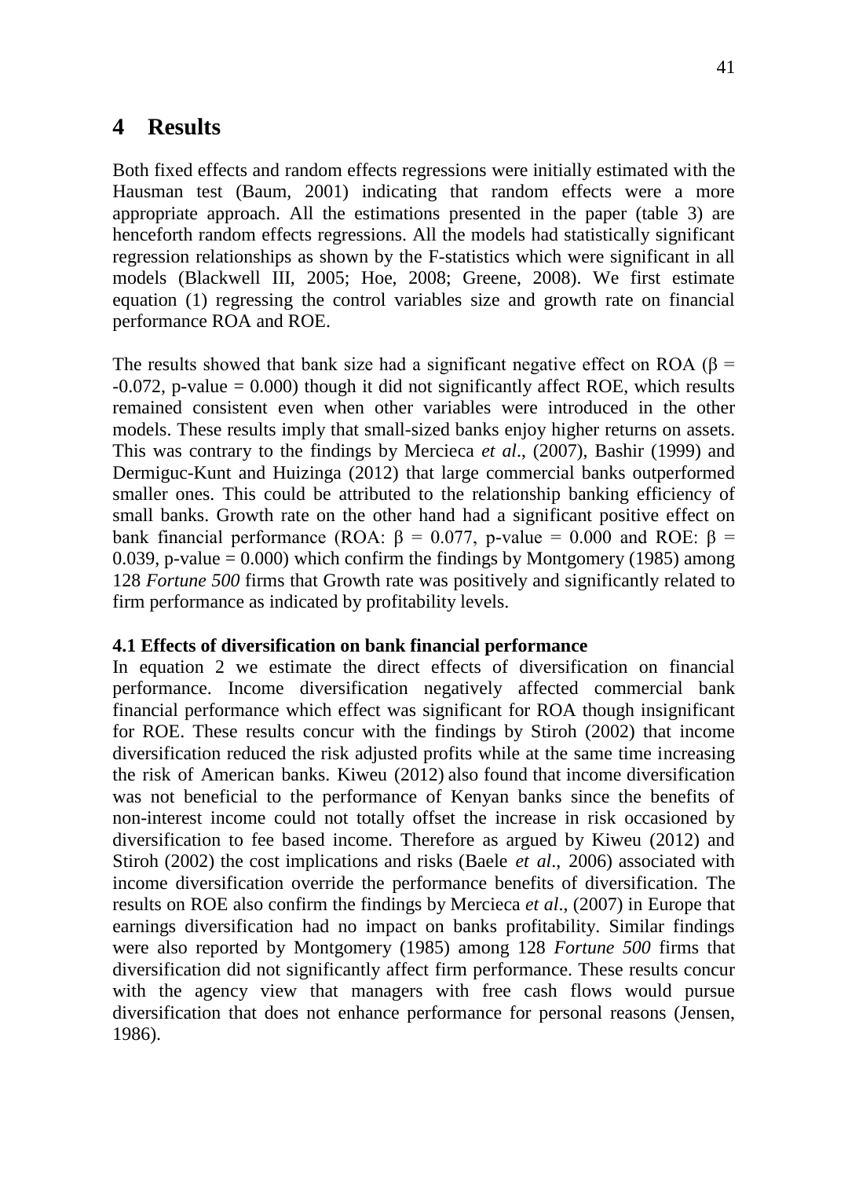# 4 Results

Both fixed effects and random effects regressions were initially estimated with the Hausman test (Baum, 2001) indicating that random effects were a more appropriate approach. All the estimations presented in the paper (table 3) are henceforth random effects regressions. All the models had statistically significant regression relationships as shown by the F-statistics which were significant in all models (Blackwell III, 2005; Hoe, 2008; Greene, 2008). We first estimate equation (1) regressing the control variables size and growth rate on financial performance ROA and ROE.

The results showed that bank size had a significant negative effect on ROA ($\beta$ = -0.072, p-value = 0.000) though it did not significantly affect ROE, which results remained consistent even when other variables were introduced in the other models. These results imply that small-sized banks enjoy higher returns on assets. This was contrary to the findings by Mercieca *et al*., (2007), Bashir (1999) and Dermiguc-Kunt and Huizinga (2012) that large commercial banks outperformed smaller ones. This could be attributed to the relationship banking efficiency of small banks. Growth rate on the other hand had a significant positive effect on bank financial performance (ROA: $\beta$ = 0.077, p-value = 0.000 and ROE: $\beta$ = 0.039, p-value = 0.000) which confirm the findings by Montgomery (1985) among 128 *Fortune 500* firms that Growth rate was positively and significantly related to firm performance as indicated by profitability levels.

### 4.1 Effects of diversification on bank financial performance

In equation 2 we estimate the direct effects of diversification on financial performance. Income diversification negatively affected commercial bank financial performance which effect was significant for ROA though insignificant for ROE. These results concur with the findings by Stiroh (2002) that income diversification reduced the risk adjusted profits while at the same time increasing the risk of American banks. Kiweu (2012) also found that income diversification was not beneficial to the performance of Kenyan banks since the benefits of non-interest income could not totally offset the increase in risk occasioned by diversification to fee based income. Therefore as argued by Kiweu (2012) and Stiroh (2002) the cost implications and risks (Baele *et al*., 2006) associated with income diversification override the performance benefits of diversification. The results on ROE also confirm the findings by Mercieca *et al*., (2007) in Europe that earnings diversification had no impact on banks profitability. Similar findings were also reported by Montgomery (1985) among 128 *Fortune 500* firms that diversification did not significantly affect firm performance. These results concur with the agency view that managers with free cash flows would pursue diversification that does not enhance performance for personal reasons (Jensen, 1986).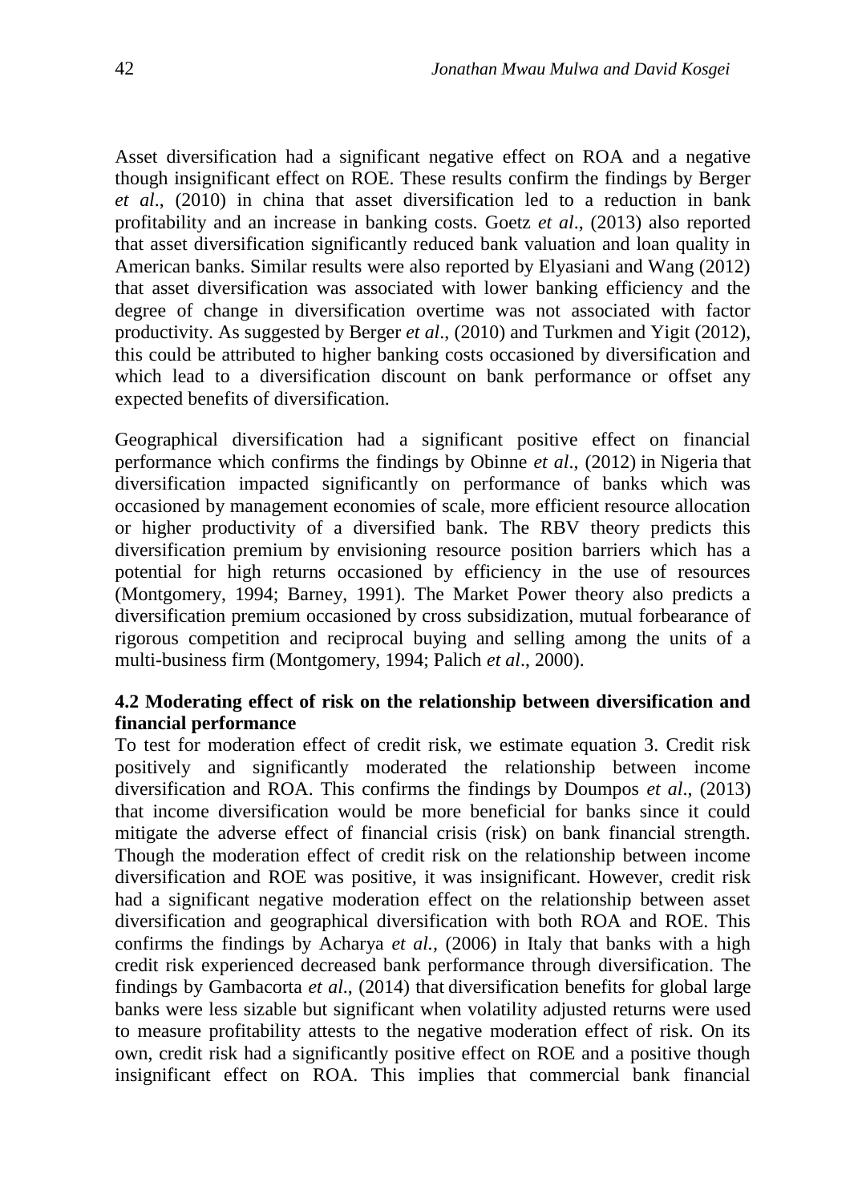Asset diversification had a significant negative effect on ROA and a negative though insignificant effect on ROE. These results confirm the findings by Berger *et al*., (2010) in china that asset diversification led to a reduction in bank profitability and an increase in banking costs. Goetz *et al*., (2013) also reported that asset diversification significantly reduced bank valuation and loan quality in American banks. Similar results were also reported by Elyasiani and Wang (2012) that asset diversification was associated with lower banking efficiency and the degree of change in diversification overtime was not associated with factor productivity. As suggested by Berger *et al*., (2010) and Turkmen and Yigit (2012), this could be attributed to higher banking costs occasioned by diversification and which lead to a diversification discount on bank performance or offset any expected benefits of diversification.

Geographical diversification had a significant positive effect on financial performance which confirms the findings by Obinne *et al*., (2012) in Nigeria that diversification impacted significantly on performance of banks which was occasioned by management economies of scale, more efficient resource allocation or higher productivity of a diversified bank. The RBV theory predicts this diversification premium by envisioning resource position barriers which has a potential for high returns occasioned by efficiency in the use of resources (Montgomery, 1994; Barney, 1991). The Market Power theory also predicts a diversification premium occasioned by cross subsidization, mutual forbearance of rigorous competition and reciprocal buying and selling among the units of a multi-business firm (Montgomery, 1994; Palich *et al*., 2000).

### 4.2 Moderating effect of risk on the relationship between diversification and financial performance

To test for moderation effect of credit risk, we estimate equation 3. Credit risk positively and significantly moderated the relationship between income diversification and ROA. This confirms the findings by Doumpos *et al*., (2013) that income diversification would be more beneficial for banks since it could mitigate the adverse effect of financial crisis (risk) on bank financial strength. Though the moderation effect of credit risk on the relationship between income diversification and ROE was positive, it was insignificant. However, credit risk had a significant negative moderation effect on the relationship between asset diversification and geographical diversification with both ROA and ROE. This confirms the findings by Acharya *et al.,* (2006) in Italy that banks with a high credit risk experienced decreased bank performance through diversification. The findings by Gambacorta *et al*., (2014) that diversification benefits for global large banks were less sizable but significant when volatility adjusted returns were used to measure profitability attests to the negative moderation effect of risk. On its own, credit risk had a significantly positive effect on ROE and a positive though insignificant effect on ROA. This implies that commercial bank financial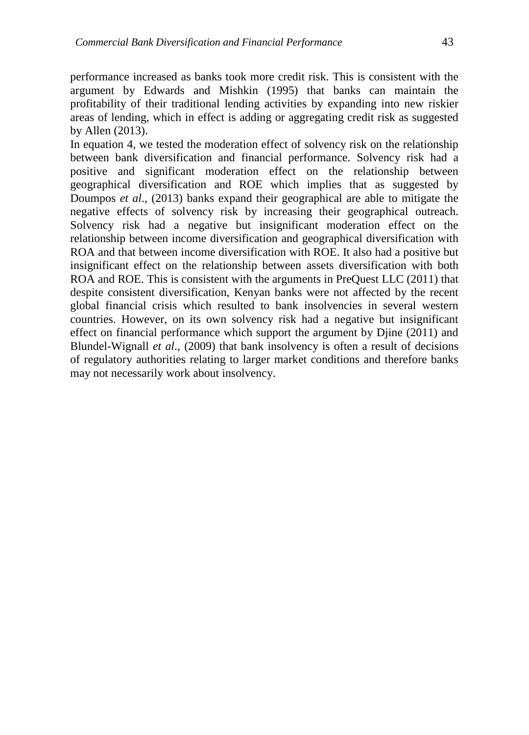performance increased as banks took more credit risk. This is consistent with the argument by Edwards and Mishkin (1995) that banks can maintain the profitability of their traditional lending activities by expanding into new riskier areas of lending, which in effect is adding or aggregating credit risk as suggested by Allen (2013).

In equation 4, we tested the moderation effect of solvency risk on the relationship between bank diversification and financial performance. Solvency risk had a positive and significant moderation effect on the relationship between geographical diversification and ROE which implies that as suggested by Doumpos *et al*., (2013) banks expand their geographical are able to mitigate the negative effects of solvency risk by increasing their geographical outreach. Solvency risk had a negative but insignificant moderation effect on the relationship between income diversification and geographical diversification with ROA and that between income diversification with ROE. It also had a positive but insignificant effect on the relationship between assets diversification with both ROA and ROE. This is consistent with the arguments in PreQuest LLC (2011) that despite consistent diversification, Kenyan banks were not affected by the recent global financial crisis which resulted to bank insolvencies in several western countries. However, on its own solvency risk had a negative but insignificant effect on financial performance which support the argument by Djine (2011) and Blundel-Wignall *et al*., (2009) that bank insolvency is often a result of decisions of regulatory authorities relating to larger market conditions and therefore banks may not necessarily work about insolvency.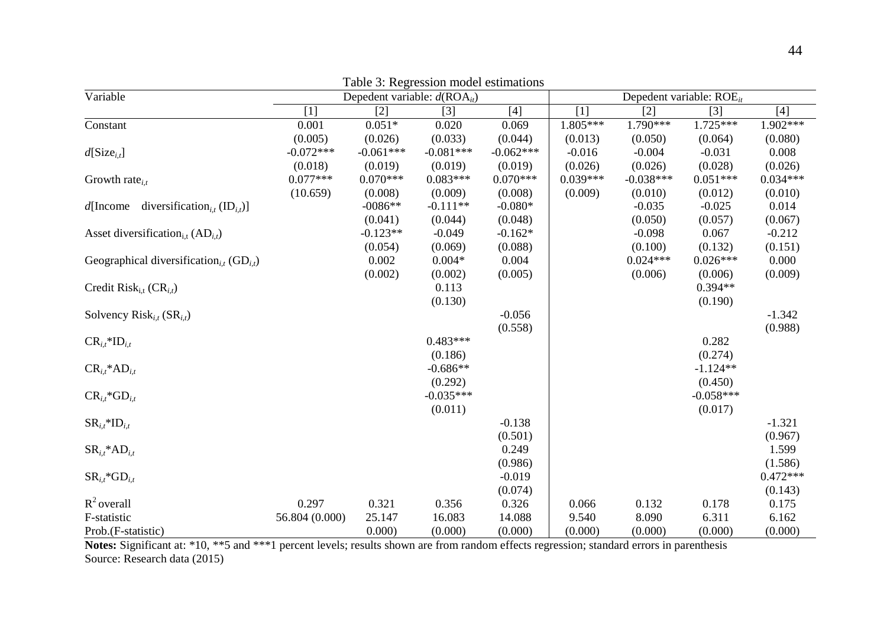Table 3: Regression model estimations

| Variable | Depedent variable: $d(ROA_{it})$ | | | | Depedent variable: $ROE_{it}$ | | | |
|---|---|---|---|---|---|---|---|---|
| | [1] | [2] | [3] | [4] | [1] | [2] | [3] | [4] |
| Constant | 0.001 | 0.051* | 0.020 | 0.069 | 1.805*** | 1.790*** | 1.725*** | 1.902*** |
| | (0.005) | (0.026) | (0.033) | (0.044) | (0.013) | (0.050) | (0.064) | (0.080) |
| $d[Size_{i,t}]$ | -0.072*** | -0.061*** | -0.081*** | -0.062*** | -0.016 | -0.004 | -0.031 | 0.008 |
| | (0.018) | (0.019) | (0.019) | (0.019) | (0.026) | (0.026) | (0.028) | (0.026) |
| Growth rate$_{i,t}$ | 0.077*** | 0.070*** | 0.083*** | 0.070*** | 0.039*** | -0.038*** | 0.051*** | 0.034*** |
| | (10.659) | (0.008) | (0.009) | (0.008) | (0.009) | (0.010) | (0.012) | (0.010) |
| $d$[Income diversification$_{i,t}$ ($ID_{i,t}$)] | | -0086** | -0.111** | -0.080* | | -0.035 | -0.025 | 0.014 |
| | | (0.041) | (0.044) | (0.048) | | (0.050) | (0.057) | (0.067) |
| Asset diversification$_{i,t}$ ($AD_{i,t}$) | | -0.123** | -0.049 | -0.162* | | -0.098 | 0.067 | -0.212 |
| | | (0.054) | (0.069) | (0.088) | | (0.100) | (0.132) | (0.151) |
| Geographical diversification$_{i,t}$ ($GD_{i,t}$) | | 0.002 | 0.004* | 0.004 | | 0.024*** | 0.026*** | 0.000 |
| | | (0.002) | (0.002) | (0.005) | | (0.006) | (0.006) | (0.009) |
| Credit Risk$_{i,t}$ ($CR_{i,t}$) | | | 0.113 | | | | 0.394** | |
| | | | (0.130) | | | | (0.190) | |
| Solvency Risk$_{i,t}$ ($SR_{i,t}$) | | | | -0.056 | | | | -1.342 |
| | | | | (0.558) | | | | (0.988) |
| $CR_{i,t}$*$ID_{i,t}$ | | | 0.483*** | | | | 0.282 | |
| | | | (0.186) | | | | (0.274) | |
| $CR_{i,t}$*$AD_{i,t}$ | | | -0.686** | | | | -1.124** | |
| | | | (0.292) | | | | (0.450) | |
| $CR_{i,t}$*$GD_{i,t}$ | | | -0.035*** | | | | -0.058*** | |
| | | | (0.011) | | | | (0.017) | |
| $SR_{i,t}$*$ID_{i,t}$ | | | | -0.138 | | | | -1.321 |
| | | | | (0.501) | | | | (0.967) |
| $SR_{i,t}$*$AD_{i,t}$ | | | | 0.249 | | | | 1.599 |
| | | | | (0.986) | | | | (1.586) |
| $SR_{i,t}$*$GD_{i,t}$ | | | | -0.019 | | | | 0.472*** |
| | | | | (0.074) | | | | (0.143) |
| $R^2$ overall | 0.297 | 0.321 | 0.356 | 0.326 | 0.066 | 0.132 | 0.178 | 0.175 |
| F-statistic | 56.804 (0.000) | 25.147 | 16.083 | 14.088 | 9.540 | 8.090 | 6.311 | 6.162 |
| Prob.(F-statistic) | | 0.000) | (0.000) | (0.000) | (0.000) | (0.000) | (0.000) | (0.000) |

**Notes:** Significant at: *10, **5 and ***1 percent levels; results shown are from random effects regression; standard errors in parenthesis

Source: Research data (2015)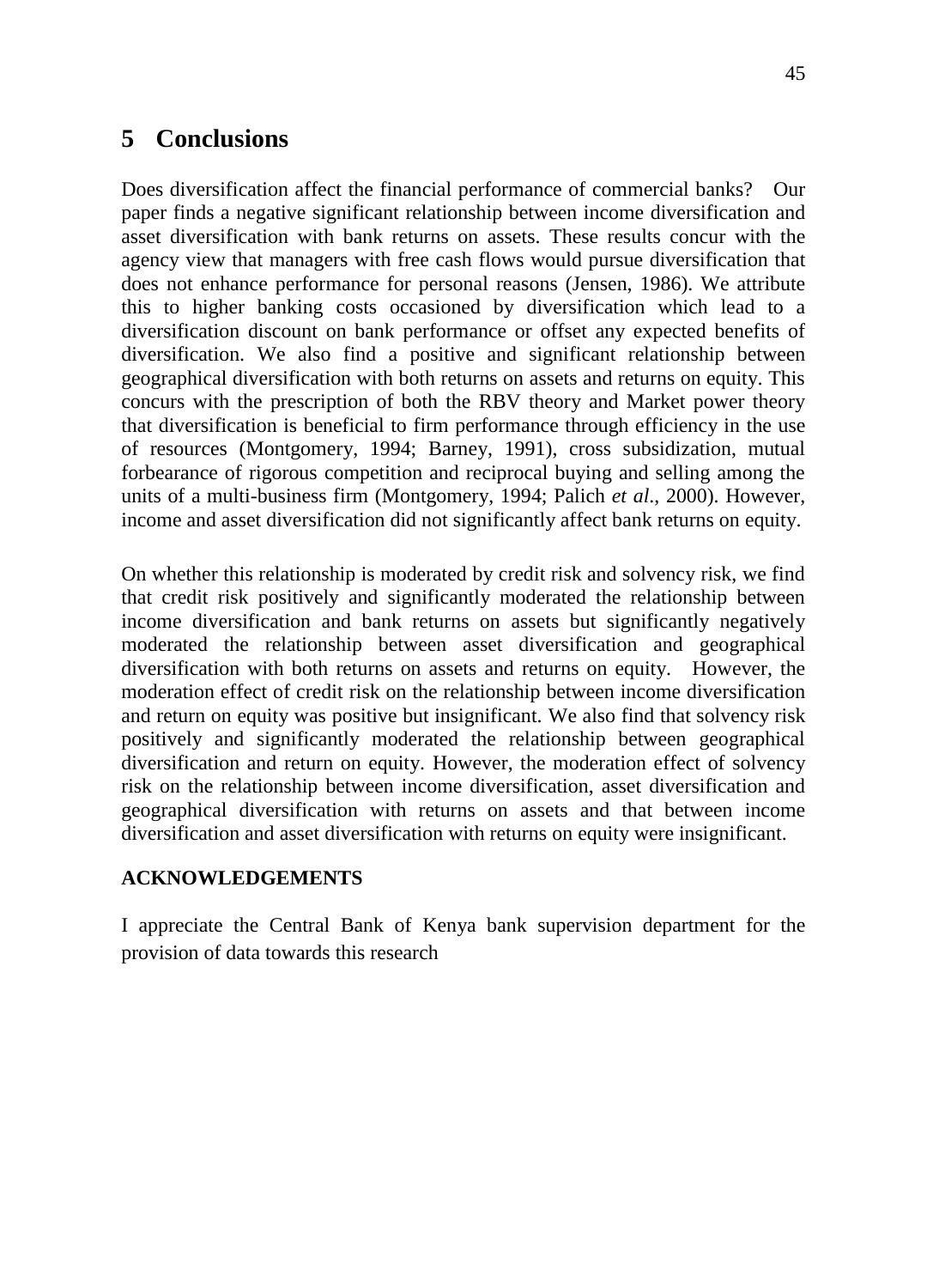# 5 Conclusions

Does diversification affect the financial performance of commercial banks? Our paper finds a negative significant relationship between income diversification and asset diversification with bank returns on assets. These results concur with the agency view that managers with free cash flows would pursue diversification that does not enhance performance for personal reasons (Jensen, 1986). We attribute this to higher banking costs occasioned by diversification which lead to a diversification discount on bank performance or offset any expected benefits of diversification. We also find a positive and significant relationship between geographical diversification with both returns on assets and returns on equity. This concurs with the prescription of both the RBV theory and Market power theory that diversification is beneficial to firm performance through efficiency in the use of resources (Montgomery, 1994; Barney, 1991), cross subsidization, mutual forbearance of rigorous competition and reciprocal buying and selling among the units of a multi-business firm (Montgomery, 1994; Palich *et al*., 2000). However, income and asset diversification did not significantly affect bank returns on equity.

On whether this relationship is moderated by credit risk and solvency risk, we find that credit risk positively and significantly moderated the relationship between income diversification and bank returns on assets but significantly negatively moderated the relationship between asset diversification and geographical diversification with both returns on assets and returns on equity. However, the moderation effect of credit risk on the relationship between income diversification and return on equity was positive but insignificant. We also find that solvency risk positively and significantly moderated the relationship between geographical diversification and return on equity. However, the moderation effect of solvency risk on the relationship between income diversification, asset diversification and geographical diversification with returns on assets and that between income diversification and asset diversification with returns on equity were insignificant.

**ACKNOWLEDGEMENTS**

I appreciate the Central Bank of Kenya bank supervision department for the provision of data towards this research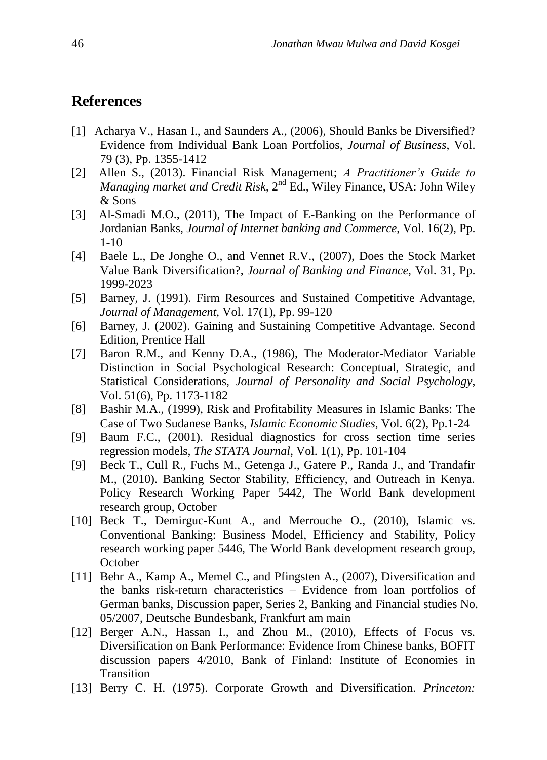## References

[1] Acharya V., Hasan I., and Saunders A., (2006), Should Banks be Diversified? Evidence from Individual Bank Loan Portfolios, *Journal of Business*, Vol. 79 (3), Pp. 1355-1412

[2] Allen S., (2013). Financial Risk Management; *A Practitioner's Guide to Managing market and Credit Risk*, 2nd Ed., Wiley Finance, USA: John Wiley & Sons

[3] Al-Smadi M.O., (2011), The Impact of E-Banking on the Performance of Jordanian Banks, *Journal of Internet banking and Commerce*, Vol. 16(2), Pp. 1-10

[4] Baele L., De Jonghe O., and Vennet R.V., (2007), Does the Stock Market Value Bank Diversification?, *Journal of Banking and Finance*, Vol. 31, Pp. 1999-2023

[5] Barney, J. (1991). Firm Resources and Sustained Competitive Advantage, *Journal of Management*, Vol. 17(1), Pp. 99-120

[6] Barney, J. (2002). Gaining and Sustaining Competitive Advantage. Second Edition, Prentice Hall

[7] Baron R.M., and Kenny D.A., (1986), The Moderator-Mediator Variable Distinction in Social Psychological Research: Conceptual, Strategic, and Statistical Considerations, *Journal of Personality and Social Psychology*, Vol. 51(6), Pp. 1173-1182

[8] Bashir M.A., (1999), Risk and Profitability Measures in Islamic Banks: The Case of Two Sudanese Banks, *Islamic Economic Studies*, Vol. 6(2), Pp.1-24

[9] Baum F.C., (2001). Residual diagnostics for cross section time series regression models, *The STATA Journal*, Vol. 1(1), Pp. 101-104

[9] Beck T., Cull R., Fuchs M., Getenga J., Gatere P., Randa J., and Trandafir M., (2010). Banking Sector Stability, Efficiency, and Outreach in Kenya. Policy Research Working Paper 5442, The World Bank development research group, October

[10] Beck T., Demirguc-Kunt A., and Merrouche O., (2010), Islamic vs. Conventional Banking: Business Model, Efficiency and Stability, Policy research working paper 5446, The World Bank development research group, October

[11] Behr A., Kamp A., Memel C., and Pfingsten A., (2007), Diversification and the banks risk-return characteristics – Evidence from loan portfolios of German banks, Discussion paper, Series 2, Banking and Financial studies No. 05/2007, Deutsche Bundesbank, Frankfurt am main

[12] Berger A.N., Hassan I., and Zhou M., (2010), Effects of Focus vs. Diversification on Bank Performance: Evidence from Chinese banks, BOFIT discussion papers 4/2010, Bank of Finland: Institute of Economies in Transition

[13] Berry C. H. (1975). Corporate Growth and Diversification. *Princeton:*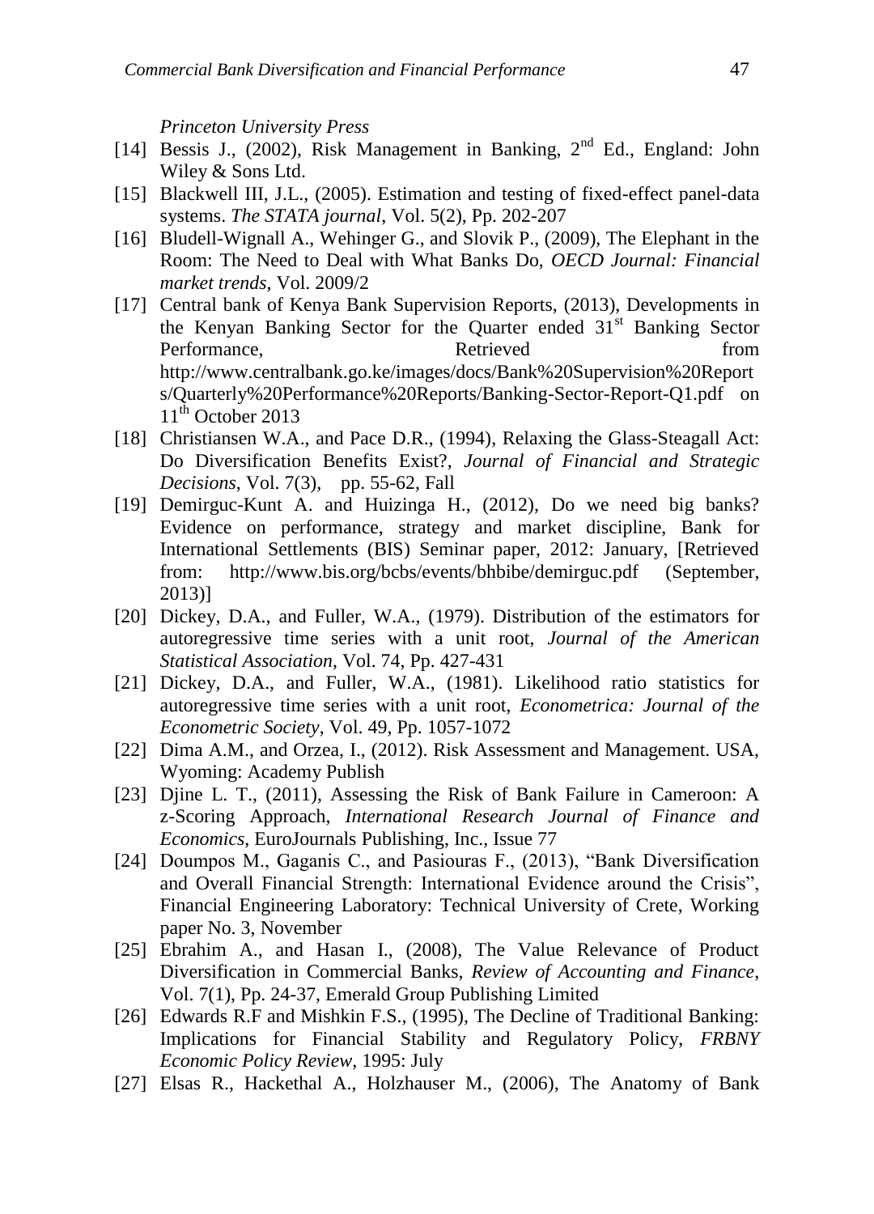*Princeton University Press*

- [14] Bessis J., (2002), Risk Management in Banking, 2nd Ed., England: John Wiley & Sons Ltd.
- [15] Blackwell III, J.L., (2005). Estimation and testing of fixed-effect panel-data systems. *The STATA journal*, Vol. 5(2), Pp. 202-207
- [16] Bludell-Wignall A., Wehinger G., and Slovik P., (2009), The Elephant in the Room: The Need to Deal with What Banks Do, *OECD Journal: Financial market trends*, Vol. 2009/2
- [17] Central bank of Kenya Bank Supervision Reports, (2013), Developments in the Kenyan Banking Sector for the Quarter ended 31st Banking Sector Performance, Retrieved from http://www.centralbank.go.ke/images/docs/Bank%20Supervision%20Reports/Quarterly%20Performance%20Reports/Banking-Sector-Report-Q1.pdf on 11th October 2013
- [18] Christiansen W.A., and Pace D.R., (1994), Relaxing the Glass-Steagall Act: Do Diversification Benefits Exist?, *Journal of Financial and Strategic Decisions*, Vol. 7(3), pp. 55-62, Fall
- [19] Demirguc-Kunt A. and Huizinga H., (2012), Do we need big banks? Evidence on performance, strategy and market discipline, Bank for International Settlements (BIS) Seminar paper, 2012: January, [Retrieved from: http://www.bis.org/bcbs/events/bhbibe/demirguc.pdf (September, 2013)]
- [20] Dickey, D.A., and Fuller, W.A., (1979). Distribution of the estimators for autoregressive time series with a unit root, *Journal of the American Statistical Association*, Vol. 74, Pp. 427-431
- [21] Dickey, D.A., and Fuller, W.A., (1981). Likelihood ratio statistics for autoregressive time series with a unit root, *Econometrica: Journal of the Econometric Society*, Vol. 49, Pp. 1057-1072
- [22] Dima A.M., and Orzea, I., (2012). Risk Assessment and Management. USA, Wyoming: Academy Publish
- [23] Djine L. T., (2011), Assessing the Risk of Bank Failure in Cameroon: A z-Scoring Approach, *International Research Journal of Finance and Economics*, EuroJournals Publishing, Inc., Issue 77
- [24] Doumpos M., Gaganis C., and Pasiouras F., (2013), "Bank Diversification and Overall Financial Strength: International Evidence around the Crisis", Financial Engineering Laboratory: Technical University of Crete, Working paper No. 3, November
- [25] Ebrahim A., and Hasan I., (2008), The Value Relevance of Product Diversification in Commercial Banks, *Review of Accounting and Finance*, Vol. 7(1), Pp. 24-37, Emerald Group Publishing Limited
- [26] Edwards R.F and Mishkin F.S., (1995), The Decline of Traditional Banking: Implications for Financial Stability and Regulatory Policy, *FRBNY Economic Policy Review*, 1995: July
- [27] Elsas R., Hackethal A., Holzhauser M., (2006), The Anatomy of Bank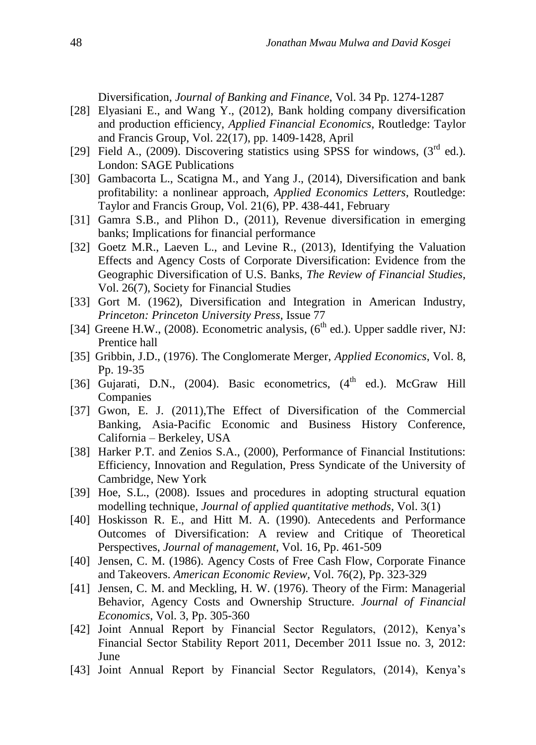Diversification, *Journal of Banking and Finance*, Vol. 34 Pp. 1274-1287

[28] Elyasiani E., and Wang Y., (2012), Bank holding company diversification and production efficiency, *Applied Financial Economics*, Routledge: Taylor and Francis Group, Vol. 22(17), pp. 1409-1428, April

[29] Field A., (2009). Discovering statistics using SPSS for windows, (3rd ed.). London: SAGE Publications

[30] Gambacorta L., Scatigna M., and Yang J., (2014), Diversification and bank profitability: a nonlinear approach, *Applied Economics Letters*, Routledge: Taylor and Francis Group, Vol. 21(6), PP. 438-441, February

[31] Gamra S.B., and Plihon D., (2011), Revenue diversification in emerging banks; Implications for financial performance

[32] Goetz M.R., Laeven L., and Levine R., (2013), Identifying the Valuation Effects and Agency Costs of Corporate Diversification: Evidence from the Geographic Diversification of U.S. Banks, *The Review of Financial Studies*, Vol. 26(7), Society for Financial Studies

[33] Gort M. (1962), Diversification and Integration in American Industry, *Princeton: Princeton University Press*, Issue 77

[34] Greene H.W., (2008). Econometric analysis, (6th ed.). Upper saddle river, NJ: Prentice hall

[35] Gribbin, J.D., (1976). The Conglomerate Merger, *Applied Economics*, Vol. 8, Pp. 19-35

[36] Gujarati, D.N., (2004). Basic econometrics, (4th ed.). McGraw Hill Companies

[37] Gwon, E. J. (2011),The Effect of Diversification of the Commercial Banking, Asia-Pacific Economic and Business History Conference, California – Berkeley, USA

[38] Harker P.T. and Zenios S.A., (2000), Performance of Financial Institutions: Efficiency, Innovation and Regulation, Press Syndicate of the University of Cambridge, New York

[39] Hoe, S.L., (2008). Issues and procedures in adopting structural equation modelling technique, *Journal of applied quantitative methods*, Vol. 3(1)

[40] Hoskisson R. E., and Hitt M. A. (1990). Antecedents and Performance Outcomes of Diversification: A review and Critique of Theoretical Perspectives, *Journal of management*, Vol. 16, Pp. 461-509

[40] Jensen, C. M. (1986). Agency Costs of Free Cash Flow, Corporate Finance and Takeovers. *American Economic Review*, Vol. 76(2), Pp. 323-329

[41] Jensen, C. M. and Meckling, H. W. (1976). Theory of the Firm: Managerial Behavior, Agency Costs and Ownership Structure. *Journal of Financial Economics*, Vol. 3, Pp. 305-360

[42] Joint Annual Report by Financial Sector Regulators, (2012), Kenya's Financial Sector Stability Report 2011, December 2011 Issue no. 3, 2012: June

[43] Joint Annual Report by Financial Sector Regulators, (2014), Kenya's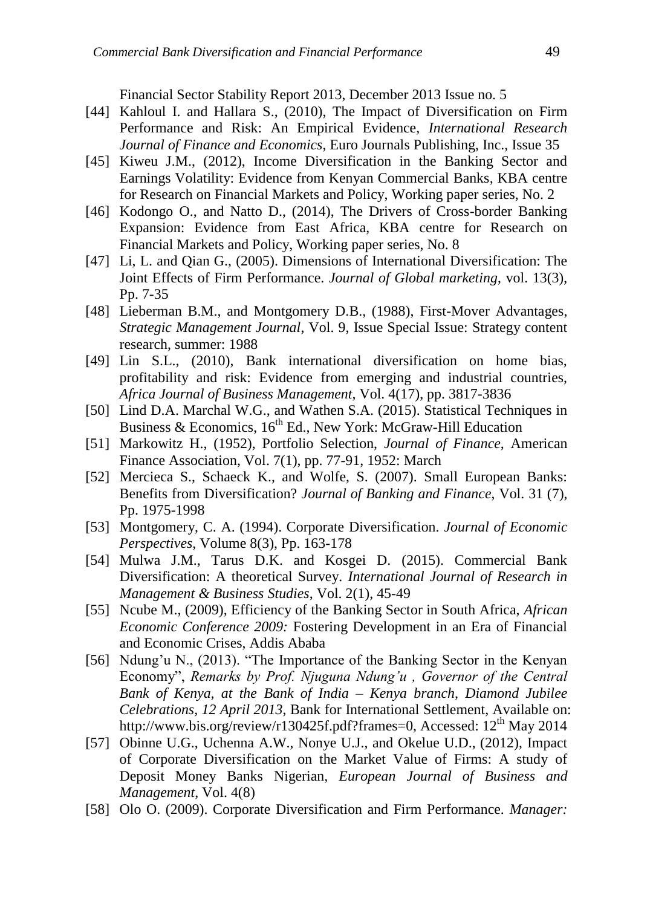Financial Sector Stability Report 2013, December 2013 Issue no. 5

[44] Kahloul I. and Hallara S., (2010), The Impact of Diversification on Firm Performance and Risk: An Empirical Evidence, *International Research Journal of Finance and Economics*, Euro Journals Publishing, Inc., Issue 35

[45] Kiweu J.M., (2012), Income Diversification in the Banking Sector and Earnings Volatility: Evidence from Kenyan Commercial Banks, KBA centre for Research on Financial Markets and Policy, Working paper series, No. 2

[46] Kodongo O., and Natto D., (2014), The Drivers of Cross-border Banking Expansion: Evidence from East Africa, KBA centre for Research on Financial Markets and Policy, Working paper series, No. 8

[47] Li, L. and Qian G., (2005). Dimensions of International Diversification: The Joint Effects of Firm Performance. *Journal of Global marketing*, vol. 13(3), Pp. 7-35

[48] Lieberman B.M., and Montgomery D.B., (1988), First-Mover Advantages, *Strategic Management Journal*, Vol. 9, Issue Special Issue: Strategy content research, summer: 1988

[49] Lin S.L., (2010), Bank international diversification on home bias, profitability and risk: Evidence from emerging and industrial countries, *Africa Journal of Business Management*, Vol. 4(17), pp. 3817-3836

[50] Lind D.A. Marchal W.G., and Wathen S.A. (2015). Statistical Techniques in Business & Economics, 16th Ed., New York: McGraw-Hill Education

[51] Markowitz H., (1952), Portfolio Selection, *Journal of Finance*, American Finance Association, Vol. 7(1), pp. 77-91, 1952: March

[52] Mercieca S., Schaeck K., and Wolfe, S. (2007). Small European Banks: Benefits from Diversification? *Journal of Banking and Finance*, Vol. 31 (7), Pp. 1975-1998

[53] Montgomery, C. A. (1994). Corporate Diversification. *Journal of Economic Perspectives*, Volume 8(3), Pp. 163-178

[54] Mulwa J.M., Tarus D.K. and Kosgei D. (2015). Commercial Bank Diversification: A theoretical Survey. *International Journal of Research in Management & Business Studies*, Vol. 2(1), 45-49

[55] Ncube M., (2009), Efficiency of the Banking Sector in South Africa, *African Economic Conference 2009:* Fostering Development in an Era of Financial and Economic Crises, Addis Ababa

[56] Ndung'u N., (2013). "The Importance of the Banking Sector in the Kenyan Economy", *Remarks by Prof. Njuguna Ndung'u , Governor of the Central Bank of Kenya, at the Bank of India – Kenya branch, Diamond Jubilee Celebrations, 12 April 2013*, Bank for International Settlement, Available on: http://www.bis.org/review/r130425f.pdf?frames=0, Accessed: 12th May 2014

[57] Obinne U.G., Uchenna A.W., Nonye U.J., and Okelue U.D., (2012), Impact of Corporate Diversification on the Market Value of Firms: A study of Deposit Money Banks Nigerian, *European Journal of Business and Management*, Vol. 4(8)

[58] Olo O. (2009). Corporate Diversification and Firm Performance. *Manager:*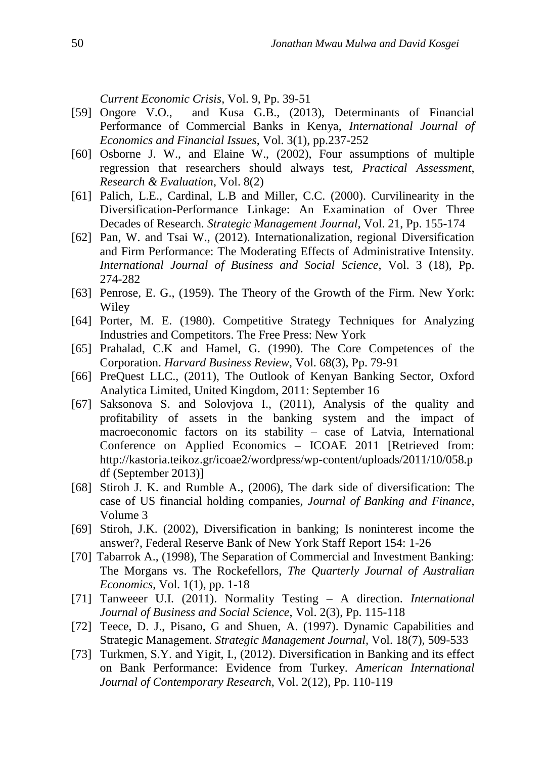*Current Economic Crisis*, Vol. 9, Pp. 39-51

[59] Ongore V.O., and Kusa G.B., (2013), Determinants of Financial Performance of Commercial Banks in Kenya, *International Journal of Economics and Financial Issues*, Vol. 3(1), pp.237-252

[60] Osborne J. W., and Elaine W., (2002), Four assumptions of multiple regression that researchers should always test, *Practical Assessment, Research & Evaluation*, Vol. 8(2)

[61] Palich, L.E., Cardinal, L.B and Miller, C.C. (2000). Curvilinearity in the Diversification-Performance Linkage: An Examination of Over Three Decades of Research. *Strategic Management Journal*, Vol. 21, Pp. 155-174

[62] Pan, W. and Tsai W., (2012). Internationalization, regional Diversification and Firm Performance: The Moderating Effects of Administrative Intensity. *International Journal of Business and Social Science*, Vol. 3 (18), Pp. 274-282

[63] Penrose, E. G., (1959). The Theory of the Growth of the Firm. New York: Wiley

[64] Porter, M. E. (1980). Competitive Strategy Techniques for Analyzing Industries and Competitors. The Free Press: New York

[65] Prahalad, C.K and Hamel, G. (1990). The Core Competences of the Corporation. *Harvard Business Review*, Vol. 68(3), Pp. 79-91

[66] PreQuest LLC., (2011), The Outlook of Kenyan Banking Sector, Oxford Analytica Limited, United Kingdom, 2011: September 16

[67] Saksonova S. and Solovjova I., (2011), Analysis of the quality and profitability of assets in the banking system and the impact of macroeconomic factors on its stability – case of Latvia, International Conference on Applied Economics – ICOAE 2011 [Retrieved from: http://kastoria.teikoz.gr/icoae2/wordpress/wp-content/uploads/2011/10/058.pdf (September 2013)]

[68] Stiroh J. K. and Rumble A., (2006), The dark side of diversification: The case of US financial holding companies, *Journal of Banking and Finance*, Volume 3

[69] Stiroh, J.K. (2002), Diversification in banking; Is noninterest income the answer?, Federal Reserve Bank of New York Staff Report 154: 1-26

[70] Tabarrok A., (1998), The Separation of Commercial and Investment Banking: The Morgans vs. The Rockefellors, *The Quarterly Journal of Australian Economics*, Vol. 1(1), pp. 1-18

[71] Tanweeer U.I. (2011). Normality Testing – A direction. *International Journal of Business and Social Science*, Vol. 2(3), Pp. 115-118

[72] Teece, D. J., Pisano, G and Shuen, A. (1997). Dynamic Capabilities and Strategic Management. *Strategic Management Journal*, Vol. 18(7), 509-533

[73] Turkmen, S.Y. and Yigit, I., (2012). Diversification in Banking and its effect on Bank Performance: Evidence from Turkey. *American International Journal of Contemporary Research*, Vol. 2(12), Pp. 110-119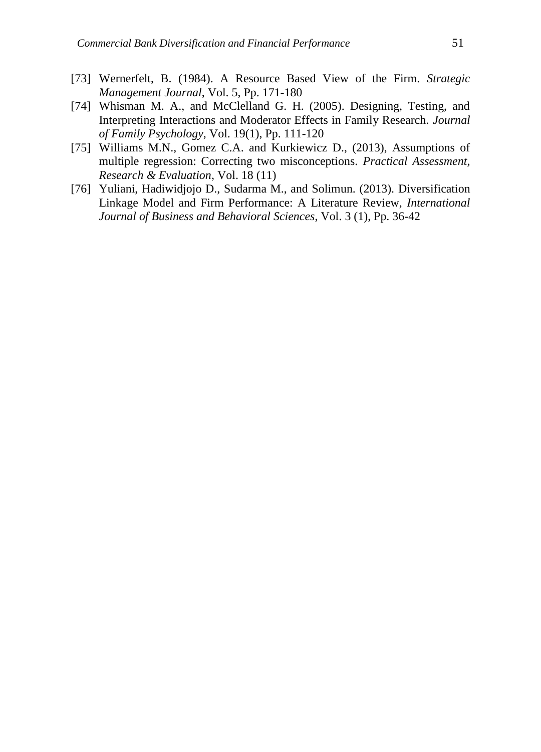[73] Wernerfelt, B. (1984). A Resource Based View of the Firm. *Strategic Management Journal*, Vol. 5, Pp. 171-180

[74] Whisman M. A., and McClelland G. H. (2005). Designing, Testing, and Interpreting Interactions and Moderator Effects in Family Research. *Journal of Family Psychology*, Vol. 19(1), Pp. 111-120

[75] Williams M.N., Gomez C.A. and Kurkiewicz D., (2013), Assumptions of multiple regression: Correcting two misconceptions. *Practical Assessment, Research & Evaluation*, Vol. 18 (11)

[76] Yuliani, Hadiwidjojo D., Sudarma M., and Solimun. (2013). Diversification Linkage Model and Firm Performance: A Literature Review, *International Journal of Business and Behavioral Sciences*, Vol. 3 (1), Pp. 36-42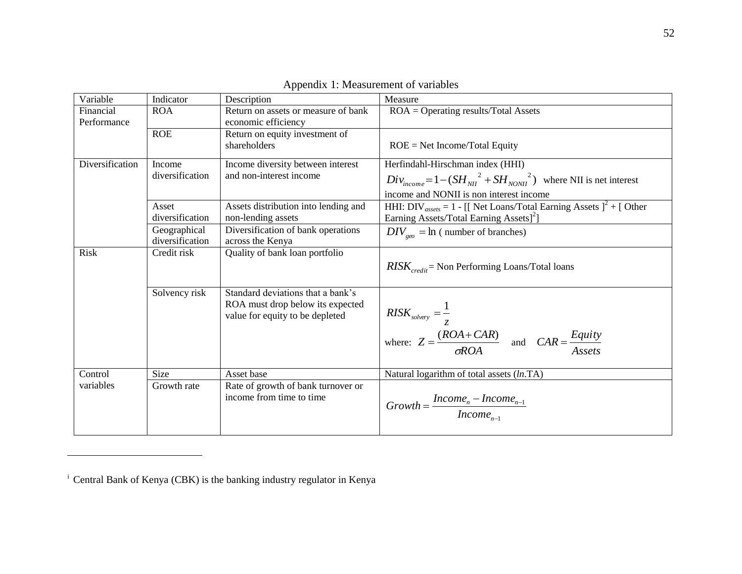Appendix 1: Measurement of variables

| Variable | Indicator | Description | Measure |
|---|---|---|---|
| Financial Performance | ROA | Return on assets or measure of bank economic efficiency | ROA = Operating results/Total Assets |
| | ROE | Return on equity investment of shareholders | ROE = Net Income/Total Equity |
| Diversification | Income diversification | Income diversity between interest and non-interest income | Herfindahl-Hirschman index (HHI) $Div_{income} = 1 - (SH_{NII}{}^2 + SH_{NONII}{}^2)$ where NII is net interest income and NONII is non interest income |
| | Asset diversification | Assets distribution into lending and non-lending assets | HHI: $DIV_{assets}$ = 1 - [[ Net Loans/Total Earning Assets $]^2$ + [ Other Earning Assets/Total Earning Assets$]^2$] |
| | Geographical diversification | Diversification of bank operations across the Kenya | $DIV_{geo} = \ln$ ( number of branches) |
| Risk | Credit risk | Quality of bank loan portfolio | $RISK_{credit}$ = Non Performing Loans/Total loans |
| | Solvency risk | Standard deviations that a bank's ROA must drop below its expected value for equity to be depleted | $RISK_{solvery} = \frac{1}{z}$ where: $Z = \frac{(ROA + CAR)}{\sigma ROA}$ and $CAR = \frac{Equity}{Assets}$ |
| Control variables | Size | Asset base | Natural logarithm of total assets (*ln*.TA) |
| | Growth rate | Rate of growth of bank turnover or income from time to time | $Growth = \frac{Income_n - Income_{n-1}}{Income_{n-1}}$ |

---

[i] Central Bank of Kenya (CBK) is the banking industry regulator in Kenya